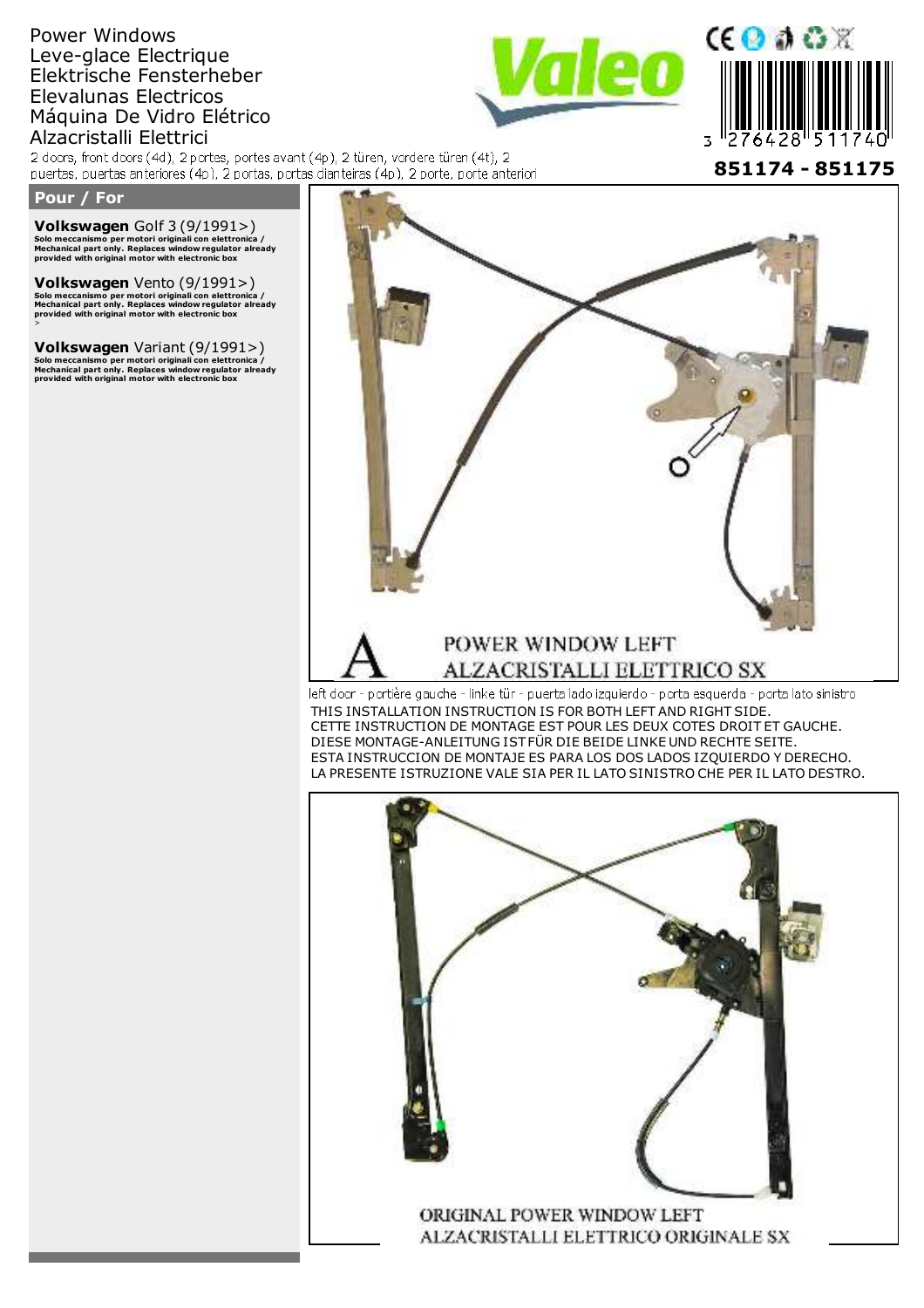# Power Windows
# Leve-glace Electrique
# Elektrische Fensterheber
# Elevalunas Electricos
# Máquina De Vidro Elétrico
# Alzacristalli Elettrici

2 doors, front doors (4d), 2 portes, portes avant (4p), 2 türen, vordere türen (4t), 2 puertas, puertas anteriores (4p), 2 portas, portas dianteiras (4p), 2 porte, porte anteriori

Valeo

3 276428 511740

**851174 - 851175**

## Pour / For

**Volkswagen** Golf 3 (9/1991>)
**Solo meccanismo per motori originali con elettronica / Mechanical part only. Replaces window regulator already provided with original motor with electronic box**

**Volkswagen** Vento (9/1991>)
**Solo meccanismo per motori originali con elettronica / Mechanical part only. Replaces window regulator already provided with original motor with electronic box**
>

**Volkswagen** Variant (9/1991>)
**Solo meccanismo per motori originali con elettronica / Mechanical part only. Replaces window regulator already provided with original motor with electronic box**

A

POWER WINDOW LEFT
ALZACRISTALLI ELETTRICO SX

left door - portière gauche - linke tür - puerta lado izquierdo - porta esquerda - porta lato sinistro

THIS INSTALLATION INSTRUCTION IS FOR BOTH LEFT AND RIGHT SIDE.
CETTE INSTRUCTION DE MONTAGE EST POUR LES DEUX COTES DROIT ET GAUCHE.
DIESE MONTAGE-ANLEITUNG IST FÜR DIE BEIDE LINKE UND RECHTE SEITE.
ESTA INSTRUCCION DE MONTAJE ES PARA LOS DOS LADOS IZQUIERDO Y DERECHO.
LA PRESENTE ISTRUZIONE VALE SIA PER IL LATO SINISTRO CHE PER IL LATO DESTRO.

ORIGINAL POWER WINDOW LEFT
ALZACRISTALLI ELETTRICO ORIGINALE SX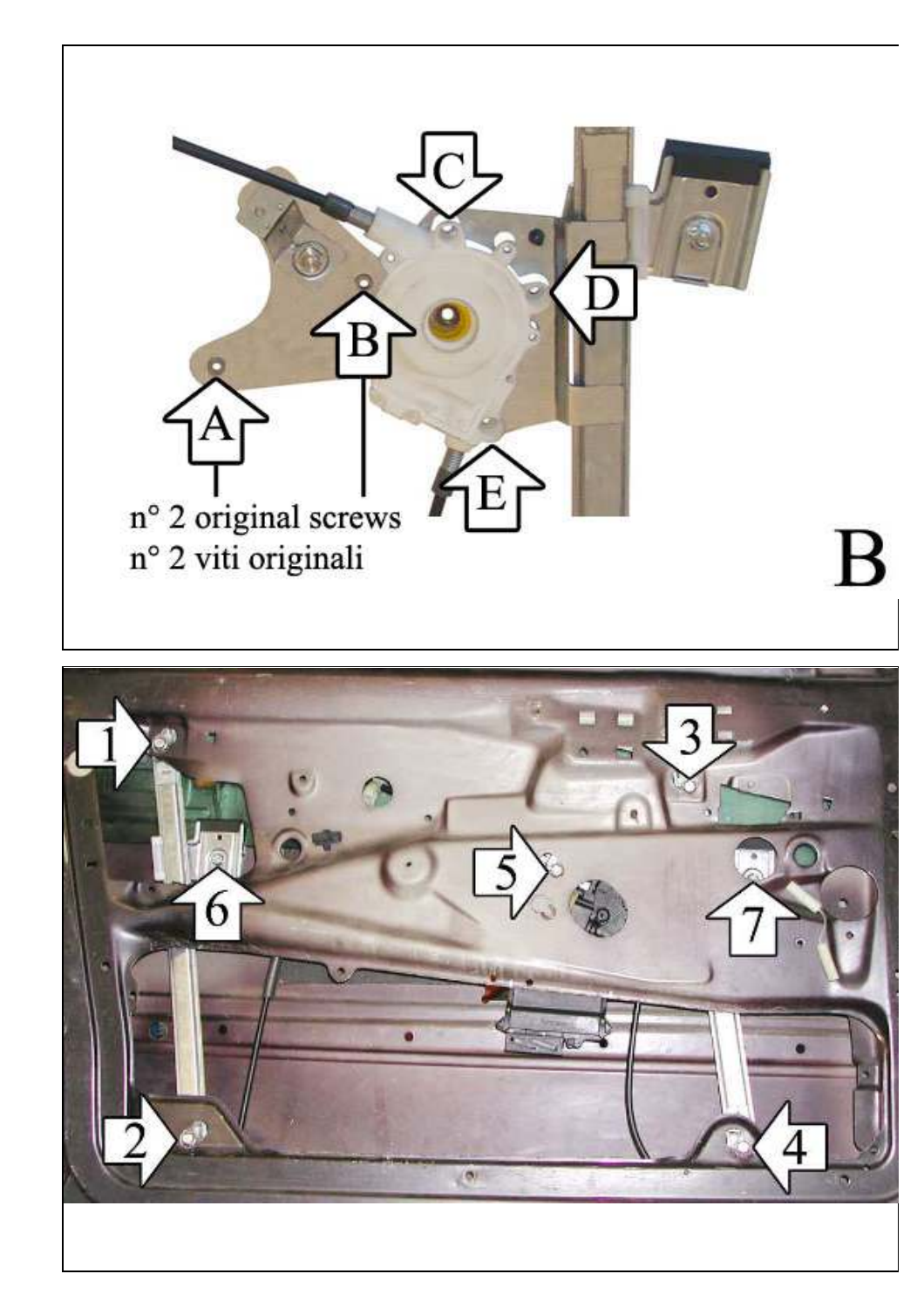n° 2 original screws
n° 2 viti originali

B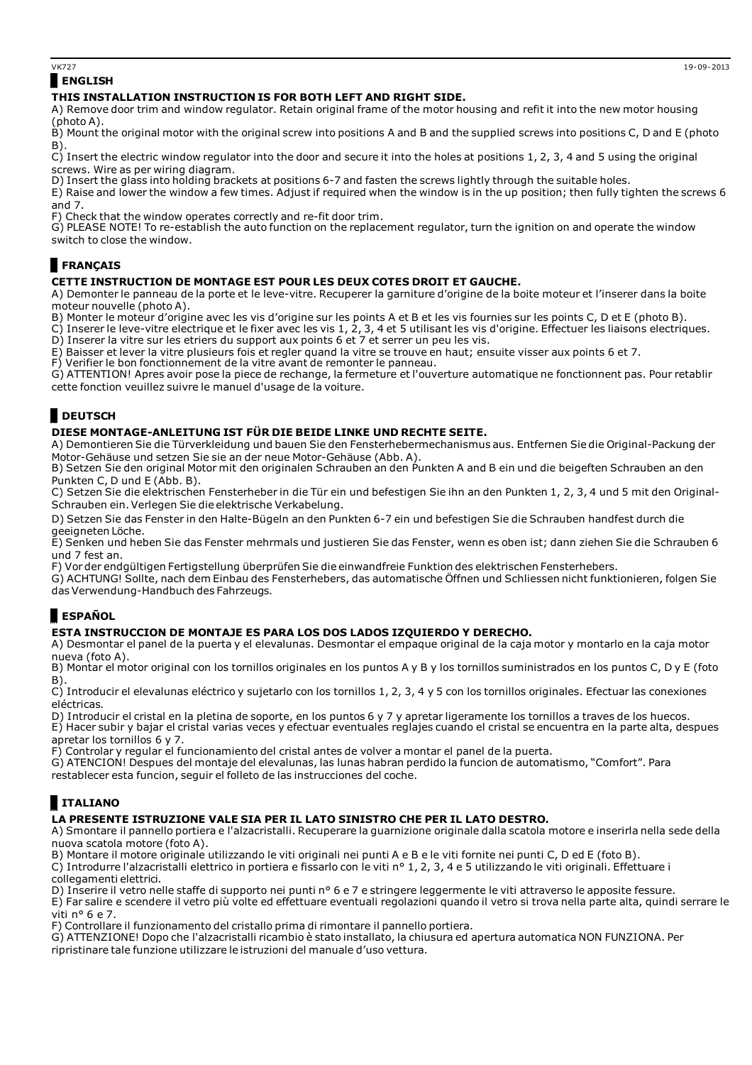## ENGLISH

**THIS INSTALLATION INSTRUCTION IS FOR BOTH LEFT AND RIGHT SIDE.**

A) Remove door trim and window regulator. Retain original frame of the motor housing and refit it into the new motor housing (photo A).

B) Mount the original motor with the original screw into positions A and B and the supplied screws into positions C, D and E (photo B).

C) Insert the electric window regulator into the door and secure it into the holes at positions 1, 2, 3, 4 and 5 using the original screws. Wire as per wiring diagram.

D) Insert the glass into holding brackets at positions 6-7 and fasten the screws lightly through the suitable holes.

E) Raise and lower the window a few times. Adjust if required when the window is in the up position; then fully tighten the screws 6 and 7.

F) Check that the window operates correctly and re-fit door trim.

G) PLEASE NOTE! To re-establish the auto function on the replacement regulator, turn the ignition on and operate the window switch to close the window.

## FRANÇAIS

**CETTE INSTRUCTION DE MONTAGE EST POUR LES DEUX COTES DROIT ET GAUCHE.**

A) Demonter le panneau de la porte et le leve-vitre. Recuperer la garniture d'origine de la boite moteur et l'inserer dans la boite moteur nouvelle (photo A).

B) Monter le moteur d'origine avec les vis d'origine sur les points A et B et les vis fournies sur les points C, D et E (photo B).

C) Inserer le leve-vitre electrique et le fixer avec les vis 1, 2, 3, 4 et 5 utilisant les vis d'origine. Effectuer les liaisons electriques.

D) Inserer la vitre sur les etriers du support aux points 6 et 7 et serrer un peu les vis.

E) Baisser et lever la vitre plusieurs fois et regler quand la vitre se trouve en haut; ensuite visser aux points 6 et 7.

F) Verifier le bon fonctionnement de la vitre avant de remonter le panneau.

G) ATTENTION! Apres avoir pose la piece de rechange, la fermeture et l'ouverture automatique ne fonctionnent pas. Pour retablir cette fonction veuillez suivre le manuel d'usage de la voiture.

## DEUTSCH

**DIESE MONTAGE-ANLEITUNG IST FÜR DIE BEIDE LINKE UND RECHTE SEITE.**

A) Demontieren Sie die Türverkleidung und bauen Sie den Fensterhebermechanismus aus. Entfernen Sie die Original-Packung der Motor-Gehäuse und setzen Sie sie an der neue Motor-Gehäuse (Abb. A).

B) Setzen Sie den original Motor mit den originalen Schrauben an den Punkten A und B ein und die beigeften Schrauben an den Punkten C, D und E (Abb. B).

C) Setzen Sie die elektrischen Fensterheber in die Tür ein und befestigen Sie ihn an den Punkten 1, 2, 3, 4 und 5 mit den Original-Schrauben ein. Verlegen Sie die elektrische Verkabelung.

D) Setzen Sie das Fenster in den Halte-Bügeln an den Punkten 6-7 ein und befestigen Sie die Schrauben handfest durch die geeigneten Löche.

E) Senken und heben Sie das Fenster mehrmals und justieren Sie das Fenster, wenn es oben ist; dann ziehen Sie die Schrauben 6 und 7 fest an.

F) Vor der endgültigen Fertigstellung überprüfen Sie die einwandfreie Funktion des elektrischen Fensterhebers.

G) ACHTUNG! Sollte, nach dem Einbau des Fensterhebers, das automatische Öffnen und Schliessen nicht funktionieren, folgen Sie das Verwendung-Handbuch des Fahrzeugs.

## ESPAÑOL

**ESTA INSTRUCCION DE MONTAJE ES PARA LOS DOS LADOS IZQUIERDO Y DERECHO.**

A) Desmontar el panel de la puerta y el elevalunas. Desmontar el empaque original de la caja motor y montarlo en la caja motor nueva (foto A).

B) Montar el motor original con los tornillos originales en los puntos A y B y los tornillos suministrados en los puntos C, D y E (foto B).

C) Introducir el elevalunas eléctrico y sujetarlo con los tornillos 1, 2, 3, 4 y 5 con los tornillos originales. Efectuar las conexiones eléctricas.

D) Introducir el cristal en la pletina de soporte, en los puntos 6 y 7 y apretar ligeramente los tornillos a traves de los huecos.

E) Hacer subir y bajar el cristal varias veces y efectuar eventuales reglajes cuando el cristal se encuentra en la parte alta, despues apretar los tornillos 6 y 7.

F) Controlar y regular el funcionamiento del cristal antes de volver a montar el panel de la puerta.

G) ATENCION! Despues del montaje del elevalunas, las lunas habran perdido la funcion de automatismo, "Comfort". Para restablecer esta funcion, seguir el folleto de las instrucciones del coche.

## ITALIANO

**LA PRESENTE ISTRUZIONE VALE SIA PER IL LATO SINISTRO CHE PER IL LATO DESTRO.**

A) Smontare il pannello portiera e l'alzacristalli. Recuperare la guarnizione originale dalla scatola motore e inserirla nella sede della nuova scatola motore (foto A).

B) Montare il motore originale utilizzando le viti originali nei punti A e B e le viti fornite nei punti C, D ed E (foto B).

C) Introdurre l'alzacristalli elettrico in portiera e fissarlo con le viti n° 1, 2, 3, 4 e 5 utilizzando le viti originali. Effettuare i collegamenti elettrici.

D) Inserire il vetro nelle staffe di supporto nei punti n° 6 e 7 e stringere leggermente le viti attraverso le apposite fessure.

E) Far salire e scendere il vetro più volte ed effettuare eventuali regolazioni quando il vetro si trova nella parte alta, quindi serrare le viti n° 6 e 7.

F) Controllare il funzionamento del cristallo prima di rimontare il pannello portiera.

G) ATTENZIONE! Dopo che l'alzacristalli ricambio è stato installato, la chiusura ed apertura automatica NON FUNZIONA. Per ripristinare tale funzione utilizzare le istruzioni del manuale d'uso vettura.